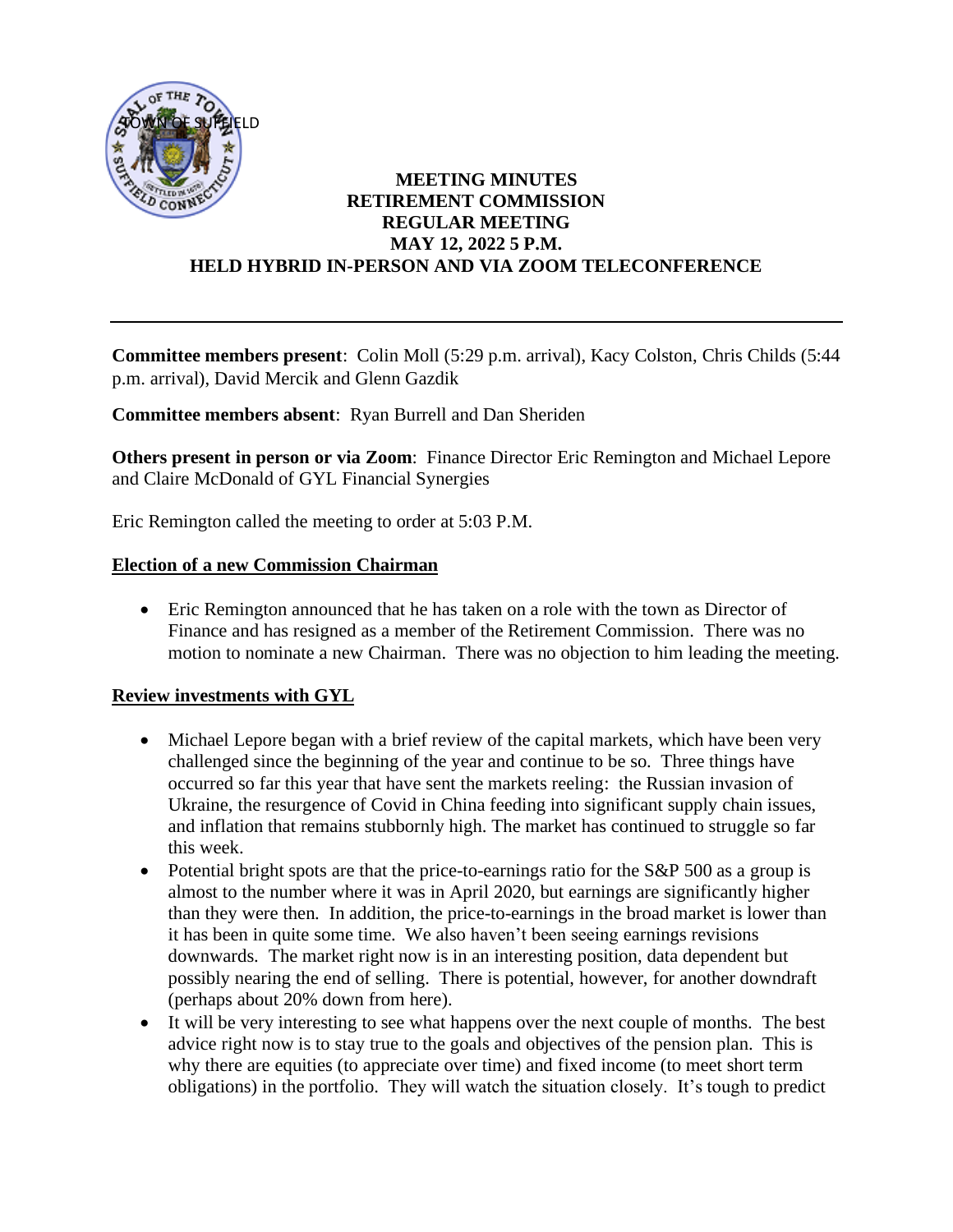TOWN OF SUFFIELD

**MEETING MINUTES**
**RETIREMENT COMMISSION**
**REGULAR MEETING**
**MAY 12, 2022 5 P.M.**
**HELD HYBRID IN-PERSON AND VIA ZOOM TELECONFERENCE**

---

**Committee members present**: Colin Moll (5:29 p.m. arrival), Kacy Colston, Chris Childs (5:44 p.m. arrival), David Mercik and Glenn Gazdik

**Committee members absent**: Ryan Burrell and Dan Sheriden

**Others present in person or via Zoom**: Finance Director Eric Remington and Michael Lepore and Claire McDonald of GYL Financial Synergies

Eric Remington called the meeting to order at 5:03 P.M.

**Election of a new Commission Chairman**

- Eric Remington announced that he has taken on a role with the town as Director of Finance and has resigned as a member of the Retirement Commission. There was no motion to nominate a new Chairman. There was no objection to him leading the meeting.

**Review investments with GYL**

- Michael Lepore began with a brief review of the capital markets, which have been very challenged since the beginning of the year and continue to be so. Three things have occurred so far this year that have sent the markets reeling: the Russian invasion of Ukraine, the resurgence of Covid in China feeding into significant supply chain issues, and inflation that remains stubbornly high. The market has continued to struggle so far this week.
- Potential bright spots are that the price-to-earnings ratio for the S&P 500 as a group is almost to the number where it was in April 2020, but earnings are significantly higher than they were then. In addition, the price-to-earnings in the broad market is lower than it has been in quite some time. We also haven't been seeing earnings revisions downwards. The market right now is in an interesting position, data dependent but possibly nearing the end of selling. There is potential, however, for another downdraft (perhaps about 20% down from here).
- It will be very interesting to see what happens over the next couple of months. The best advice right now is to stay true to the goals and objectives of the pension plan. This is why there are equities (to appreciate over time) and fixed income (to meet short term obligations) in the portfolio. They will watch the situation closely. It's tough to predict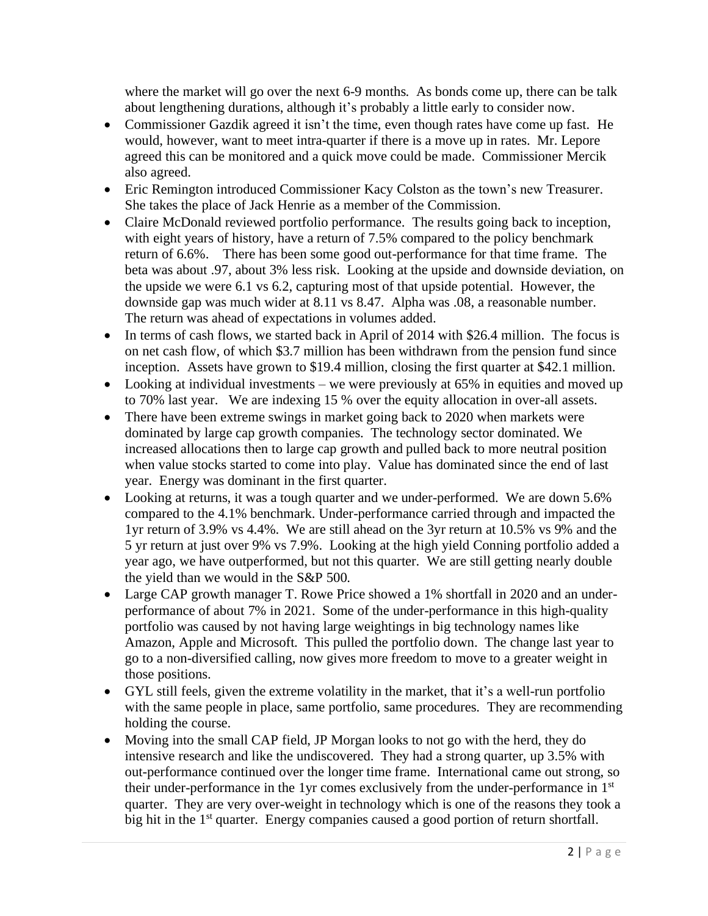where the market will go over the next 6-9 months. As bonds come up, there can be talk about lengthening durations, although it's probably a little early to consider now.

- Commissioner Gazdik agreed it isn't the time, even though rates have come up fast. He would, however, want to meet intra-quarter if there is a move up in rates. Mr. Lepore agreed this can be monitored and a quick move could be made. Commissioner Mercik also agreed.
- Eric Remington introduced Commissioner Kacy Colston as the town's new Treasurer. She takes the place of Jack Henrie as a member of the Commission.
- Claire McDonald reviewed portfolio performance. The results going back to inception, with eight years of history, have a return of 7.5% compared to the policy benchmark return of 6.6%. There has been some good out-performance for that time frame. The beta was about .97, about 3% less risk. Looking at the upside and downside deviation, on the upside we were 6.1 vs 6.2, capturing most of that upside potential. However, the downside gap was much wider at 8.11 vs 8.47. Alpha was .08, a reasonable number. The return was ahead of expectations in volumes added.
- In terms of cash flows, we started back in April of 2014 with $26.4 million. The focus is on net cash flow, of which $3.7 million has been withdrawn from the pension fund since inception. Assets have grown to $19.4 million, closing the first quarter at $42.1 million.
- Looking at individual investments – we were previously at 65% in equities and moved up to 70% last year. We are indexing 15 % over the equity allocation in over-all assets.
- There have been extreme swings in market going back to 2020 when markets were dominated by large cap growth companies. The technology sector dominated. We increased allocations then to large cap growth and pulled back to more neutral position when value stocks started to come into play. Value has dominated since the end of last year. Energy was dominant in the first quarter.
- Looking at returns, it was a tough quarter and we under-performed. We are down 5.6% compared to the 4.1% benchmark. Under-performance carried through and impacted the 1yr return of 3.9% vs 4.4%. We are still ahead on the 3yr return at 10.5% vs 9% and the 5 yr return at just over 9% vs 7.9%. Looking at the high yield Conning portfolio added a year ago, we have outperformed, but not this quarter. We are still getting nearly double the yield than we would in the S&P 500.
- Large CAP growth manager T. Rowe Price showed a 1% shortfall in 2020 and an under-performance of about 7% in 2021. Some of the under-performance in this high-quality portfolio was caused by not having large weightings in big technology names like Amazon, Apple and Microsoft. This pulled the portfolio down. The change last year to go to a non-diversified calling, now gives more freedom to move to a greater weight in those positions.
- GYL still feels, given the extreme volatility in the market, that it's a well-run portfolio with the same people in place, same portfolio, same procedures. They are recommending holding the course.
- Moving into the small CAP field, JP Morgan looks to not go with the herd, they do intensive research and like the undiscovered. They had a strong quarter, up 3.5% with out-performance continued over the longer time frame. International came out strong, so their under-performance in the 1yr comes exclusively from the under-performance in 1st quarter. They are very over-weight in technology which is one of the reasons they took a big hit in the 1st quarter. Energy companies caused a good portion of return shortfall.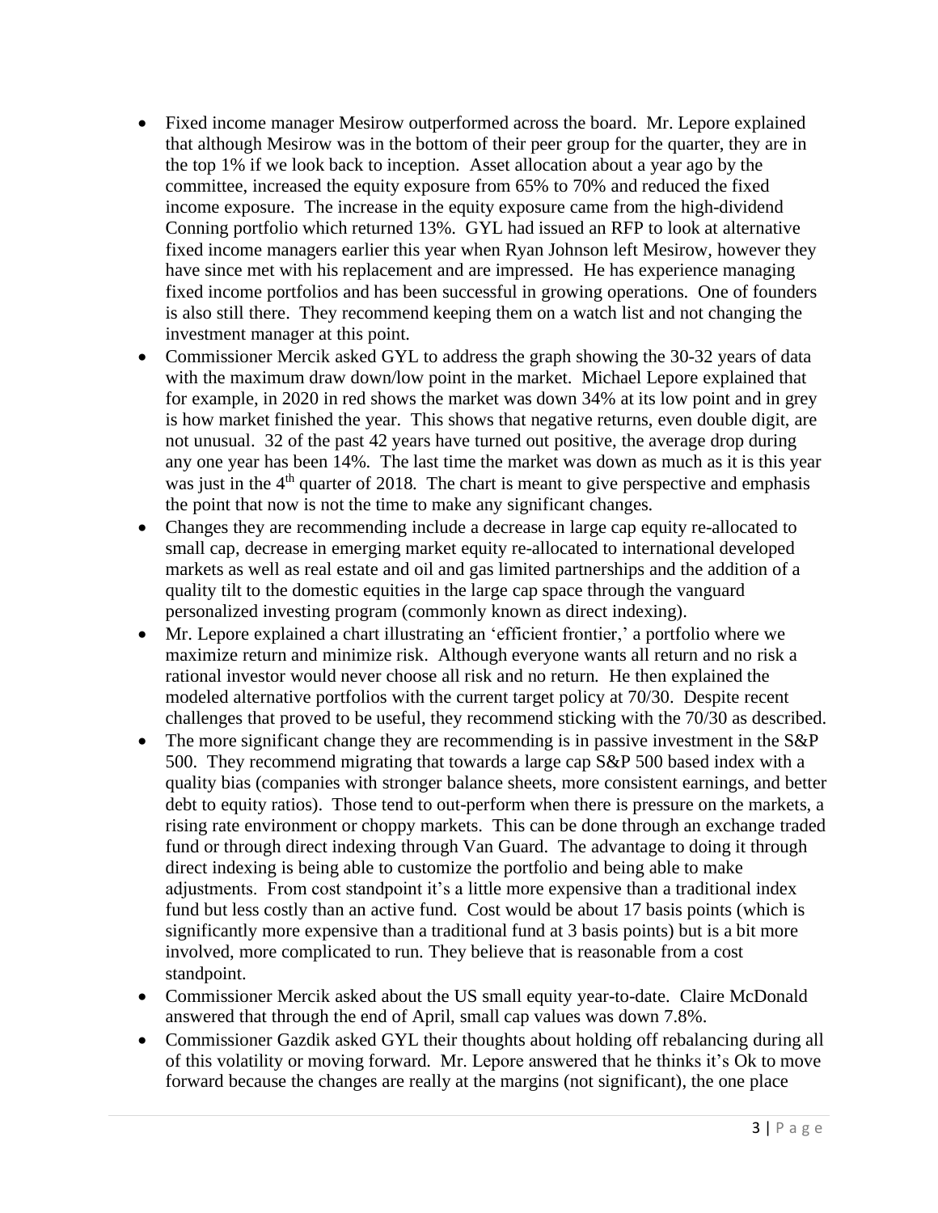- Fixed income manager Mesirow outperformed across the board. Mr. Lepore explained that although Mesirow was in the bottom of their peer group for the quarter, they are in the top 1% if we look back to inception. Asset allocation about a year ago by the committee, increased the equity exposure from 65% to 70% and reduced the fixed income exposure. The increase in the equity exposure came from the high-dividend Conning portfolio which returned 13%. GYL had issued an RFP to look at alternative fixed income managers earlier this year when Ryan Johnson left Mesirow, however they have since met with his replacement and are impressed. He has experience managing fixed income portfolios and has been successful in growing operations. One of founders is also still there. They recommend keeping them on a watch list and not changing the investment manager at this point.
- Commissioner Mercik asked GYL to address the graph showing the 30-32 years of data with the maximum draw down/low point in the market. Michael Lepore explained that for example, in 2020 in red shows the market was down 34% at its low point and in grey is how market finished the year. This shows that negative returns, even double digit, are not unusual. 32 of the past 42 years have turned out positive, the average drop during any one year has been 14%. The last time the market was down as much as it is this year was just in the 4th quarter of 2018. The chart is meant to give perspective and emphasis the point that now is not the time to make any significant changes.
- Changes they are recommending include a decrease in large cap equity re-allocated to small cap, decrease in emerging market equity re-allocated to international developed markets as well as real estate and oil and gas limited partnerships and the addition of a quality tilt to the domestic equities in the large cap space through the vanguard personalized investing program (commonly known as direct indexing).
- Mr. Lepore explained a chart illustrating an 'efficient frontier,' a portfolio where we maximize return and minimize risk. Although everyone wants all return and no risk a rational investor would never choose all risk and no return. He then explained the modeled alternative portfolios with the current target policy at 70/30. Despite recent challenges that proved to be useful, they recommend sticking with the 70/30 as described.
- The more significant change they are recommending is in passive investment in the S&P 500. They recommend migrating that towards a large cap S&P 500 based index with a quality bias (companies with stronger balance sheets, more consistent earnings, and better debt to equity ratios). Those tend to out-perform when there is pressure on the markets, a rising rate environment or choppy markets. This can be done through an exchange traded fund or through direct indexing through Van Guard. The advantage to doing it through direct indexing is being able to customize the portfolio and being able to make adjustments. From cost standpoint it's a little more expensive than a traditional index fund but less costly than an active fund. Cost would be about 17 basis points (which is significantly more expensive than a traditional fund at 3 basis points) but is a bit more involved, more complicated to run. They believe that is reasonable from a cost standpoint.
- Commissioner Mercik asked about the US small equity year-to-date. Claire McDonald answered that through the end of April, small cap values was down 7.8%.
- Commissioner Gazdik asked GYL their thoughts about holding off rebalancing during all of this volatility or moving forward. Mr. Lepore answered that he thinks it's Ok to move forward because the changes are really at the margins (not significant), the one place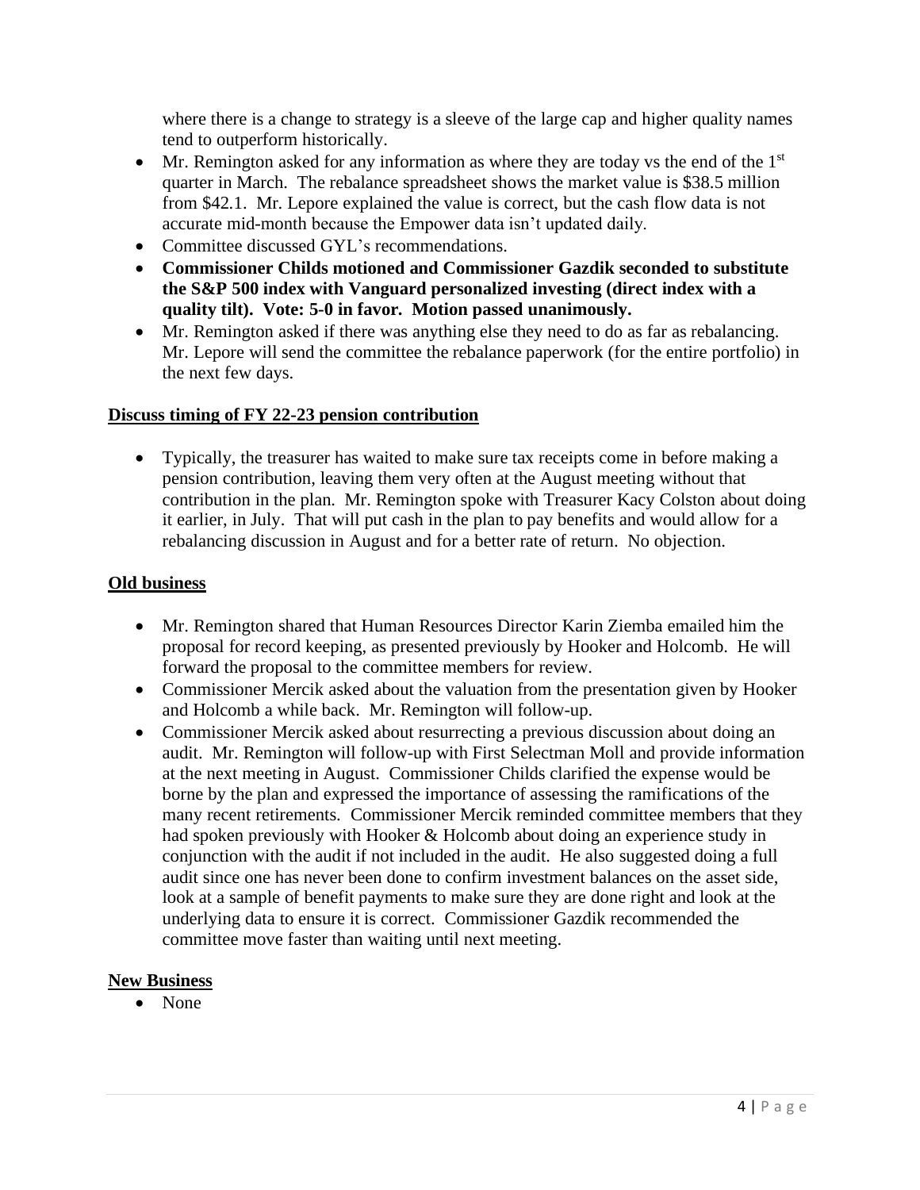where there is a change to strategy is a sleeve of the large cap and higher quality names tend to outperform historically.

- Mr. Remington asked for any information as where they are today vs the end of the 1st quarter in March. The rebalance spreadsheet shows the market value is $38.5 million from $42.1. Mr. Lepore explained the value is correct, but the cash flow data is not accurate mid-month because the Empower data isn't updated daily.
- Committee discussed GYL's recommendations.
- **Commissioner Childs motioned and Commissioner Gazdik seconded to substitute the S&P 500 index with Vanguard personalized investing (direct index with a quality tilt). Vote: 5-0 in favor. Motion passed unanimously.**
- Mr. Remington asked if there was anything else they need to do as far as rebalancing. Mr. Lepore will send the committee the rebalance paperwork (for the entire portfolio) in the next few days.

**Discuss timing of FY 22-23 pension contribution**

- Typically, the treasurer has waited to make sure tax receipts come in before making a pension contribution, leaving them very often at the August meeting without that contribution in the plan. Mr. Remington spoke with Treasurer Kacy Colston about doing it earlier, in July. That will put cash in the plan to pay benefits and would allow for a rebalancing discussion in August and for a better rate of return. No objection.

**Old business**

- Mr. Remington shared that Human Resources Director Karin Ziemba emailed him the proposal for record keeping, as presented previously by Hooker and Holcomb. He will forward the proposal to the committee members for review.
- Commissioner Mercik asked about the valuation from the presentation given by Hooker and Holcomb a while back. Mr. Remington will follow-up.
- Commissioner Mercik asked about resurrecting a previous discussion about doing an audit. Mr. Remington will follow-up with First Selectman Moll and provide information at the next meeting in August. Commissioner Childs clarified the expense would be borne by the plan and expressed the importance of assessing the ramifications of the many recent retirements. Commissioner Mercik reminded committee members that they had spoken previously with Hooker & Holcomb about doing an experience study in conjunction with the audit if not included in the audit. He also suggested doing a full audit since one has never been done to confirm investment balances on the asset side, look at a sample of benefit payments to make sure they are done right and look at the underlying data to ensure it is correct. Commissioner Gazdik recommended the committee move faster than waiting until next meeting.

**New Business**

- None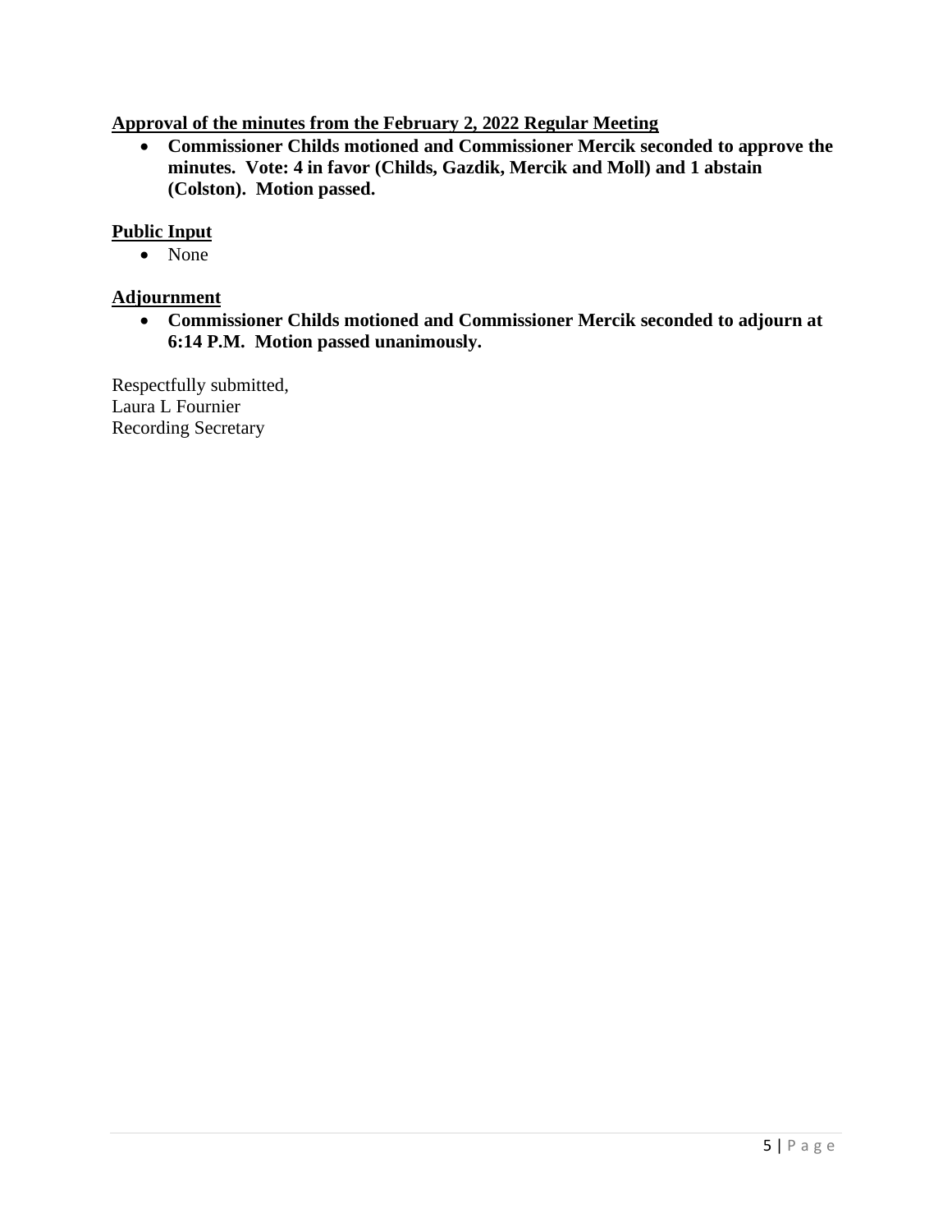**Approval of the minutes from the February 2, 2022 Regular Meeting**

- **Commissioner Childs motioned and Commissioner Mercik seconded to approve the minutes. Vote: 4 in favor (Childs, Gazdik, Mercik and Moll) and 1 abstain (Colston). Motion passed.**

**Public Input**

- None

**Adjournment**

- **Commissioner Childs motioned and Commissioner Mercik seconded to adjourn at 6:14 P.M. Motion passed unanimously.**

Respectfully submitted,
Laura L Fournier
Recording Secretary